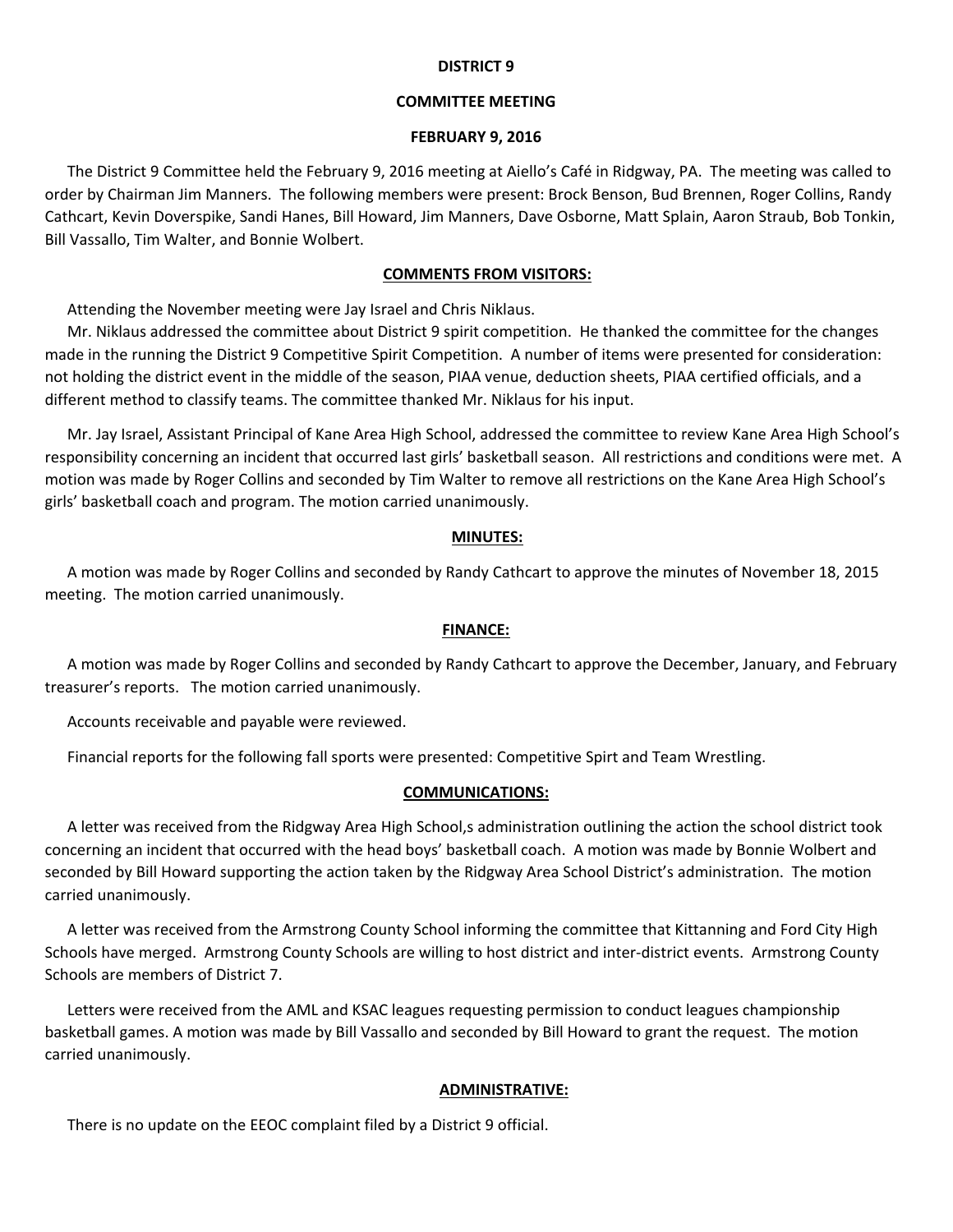**DISTRICT 9**

**COMMITTEE MEETING**

**FEBRUARY 9, 2016**

The District 9 Committee held the February 9, 2016 meeting at Aiello's Café in Ridgway, PA. The meeting was called to order by Chairman Jim Manners. The following members were present: Brock Benson, Bud Brennen, Roger Collins, Randy Cathcart, Kevin Doverspike, Sandi Hanes, Bill Howard, Jim Manners, Dave Osborne, Matt Splain, Aaron Straub, Bob Tonkin, Bill Vassallo, Tim Walter, and Bonnie Wolbert.

**COMMENTS FROM VISITORS:**

Attending the November meeting were Jay Israel and Chris Niklaus.

Mr. Niklaus addressed the committee about District 9 spirit competition. He thanked the committee for the changes made in the running the District 9 Competitive Spirit Competition. A number of items were presented for consideration: not holding the district event in the middle of the season, PIAA venue, deduction sheets, PIAA certified officials, and a different method to classify teams. The committee thanked Mr. Niklaus for his input.

Mr. Jay Israel, Assistant Principal of Kane Area High School, addressed the committee to review Kane Area High School's responsibility concerning an incident that occurred last girls' basketball season. All restrictions and conditions were met. A motion was made by Roger Collins and seconded by Tim Walter to remove all restrictions on the Kane Area High School's girls' basketball coach and program. The motion carried unanimously.

**MINUTES:**

A motion was made by Roger Collins and seconded by Randy Cathcart to approve the minutes of November 18, 2015 meeting. The motion carried unanimously.

**FINANCE:**

A motion was made by Roger Collins and seconded by Randy Cathcart to approve the December, January, and February treasurer's reports. The motion carried unanimously.

Accounts receivable and payable were reviewed.

Financial reports for the following fall sports were presented: Competitive Spirt and Team Wrestling.

**COMMUNICATIONS:**

A letter was received from the Ridgway Area High School,s administration outlining the action the school district took concerning an incident that occurred with the head boys' basketball coach. A motion was made by Bonnie Wolbert and seconded by Bill Howard supporting the action taken by the Ridgway Area School District's administration. The motion carried unanimously.

A letter was received from the Armstrong County School informing the committee that Kittanning and Ford City High Schools have merged. Armstrong County Schools are willing to host district and inter-district events. Armstrong County Schools are members of District 7.

Letters were received from the AML and KSAC leagues requesting permission to conduct leagues championship basketball games. A motion was made by Bill Vassallo and seconded by Bill Howard to grant the request. The motion carried unanimously.

**ADMINISTRATIVE:**

There is no update on the EEOC complaint filed by a District 9 official.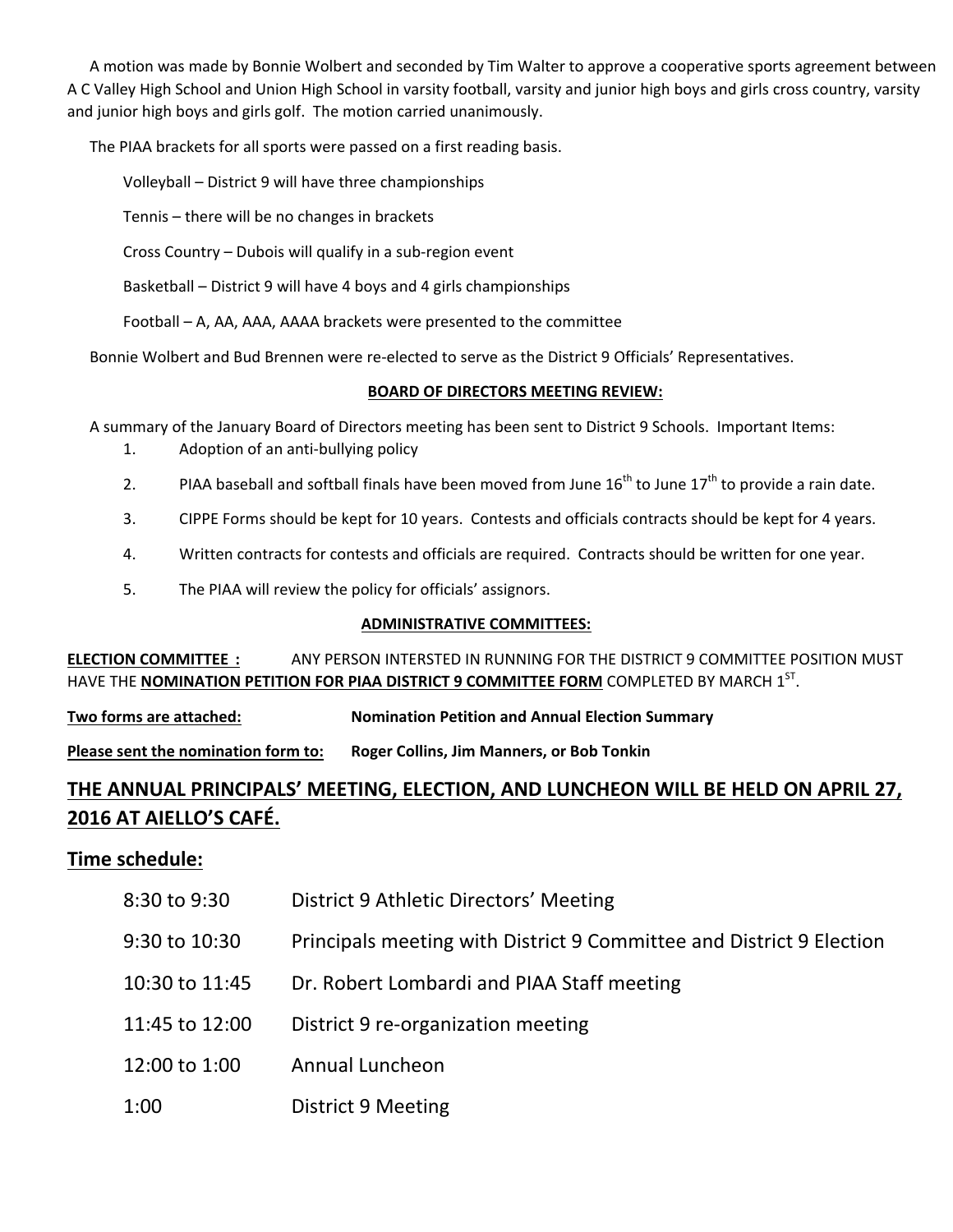A motion was made by Bonnie Wolbert and seconded by Tim Walter to approve a cooperative sports agreement between A C Valley High School and Union High School in varsity football, varsity and junior high boys and girls cross country, varsity and junior high boys and girls golf. The motion carried unanimously.

The PIAA brackets for all sports were passed on a first reading basis.

Volleyball – District 9 will have three championships

Tennis – there will be no changes in brackets

Cross Country – Dubois will qualify in a sub-region event

Basketball – District 9 will have 4 boys and 4 girls championships

Football – A, AA, AAA, AAAA brackets were presented to the committee

Bonnie Wolbert and Bud Brennen were re-elected to serve as the District 9 Officials' Representatives.

**BOARD OF DIRECTORS MEETING REVIEW:**

A summary of the January Board of Directors meeting has been sent to District 9 Schools. Important Items:

1. Adoption of an anti-bullying policy
2. PIAA baseball and softball finals have been moved from June 16th to June 17th to provide a rain date.
3. CIPPE Forms should be kept for 10 years. Contests and officials contracts should be kept for 4 years.
4. Written contracts for contests and officials are required. Contracts should be written for one year.
5. The PIAA will review the policy for officials' assignors.

**ADMINISTRATIVE COMMITTEES:**

**ELECTION COMMITTEE :** ANY PERSON INTERSTED IN RUNNING FOR THE DISTRICT 9 COMMITTEE POSITION MUST HAVE THE **NOMINATION PETITION FOR PIAA DISTRICT 9 COMMITTEE FORM** COMPLETED BY MARCH 1ST.

**Two forms are attached:** **Nomination Petition and Annual Election Summary**

**Please sent the nomination form to:** **Roger Collins, Jim Manners, or Bob Tonkin**

## THE ANNUAL PRINCIPALS' MEETING, ELECTION, AND LUNCHEON WILL BE HELD ON APRIL 27, 2016 AT AIELLO'S CAFÉ.

## Time schedule:

| | |
|---|---|
| 8:30 to 9:30 | District 9 Athletic Directors' Meeting |
| 9:30 to 10:30 | Principals meeting with District 9 Committee and District 9 Election |
| 10:30 to 11:45 | Dr. Robert Lombardi and PIAA Staff meeting |
| 11:45 to 12:00 | District 9 re-organization meeting |
| 12:00 to 1:00 | Annual Luncheon |
| 1:00 | District 9 Meeting |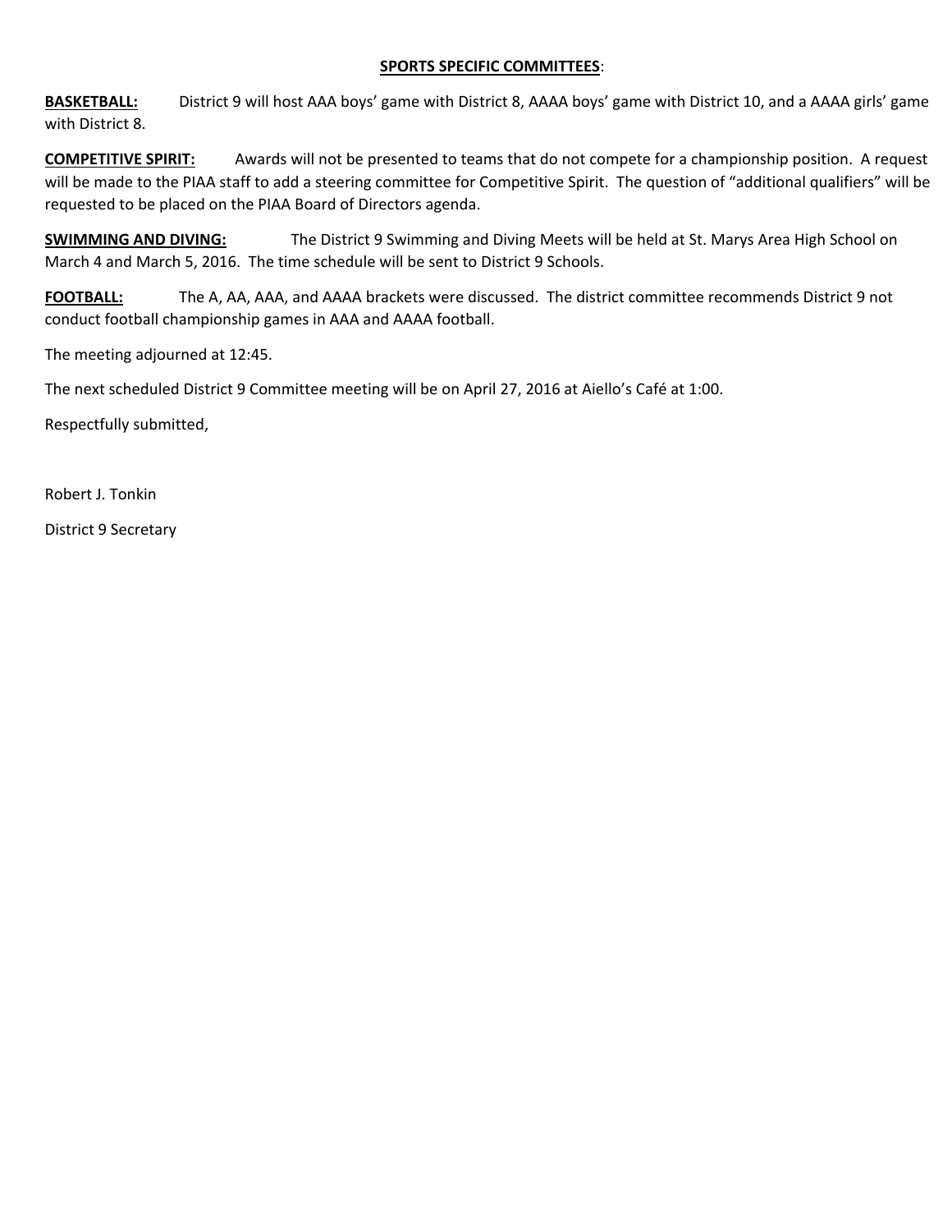## SPORTS SPECIFIC COMMITTEES:

**BASKETBALL:** District 9 will host AAA boys' game with District 8, AAAA boys' game with District 10, and a AAAA girls' game with District 8.

**COMPETITIVE SPIRIT:** Awards will not be presented to teams that do not compete for a championship position. A request will be made to the PIAA staff to add a steering committee for Competitive Spirit. The question of "additional qualifiers" will be requested to be placed on the PIAA Board of Directors agenda.

**SWIMMING AND DIVING:** The District 9 Swimming and Diving Meets will be held at St. Marys Area High School on March 4 and March 5, 2016. The time schedule will be sent to District 9 Schools.

**FOOTBALL:** The A, AA, AAA, and AAAA brackets were discussed. The district committee recommends District 9 not conduct football championship games in AAA and AAAA football.

The meeting adjourned at 12:45.

The next scheduled District 9 Committee meeting will be on April 27, 2016 at Aiello's Café at 1:00.

Respectfully submitted,

Robert J. Tonkin

District 9 Secretary